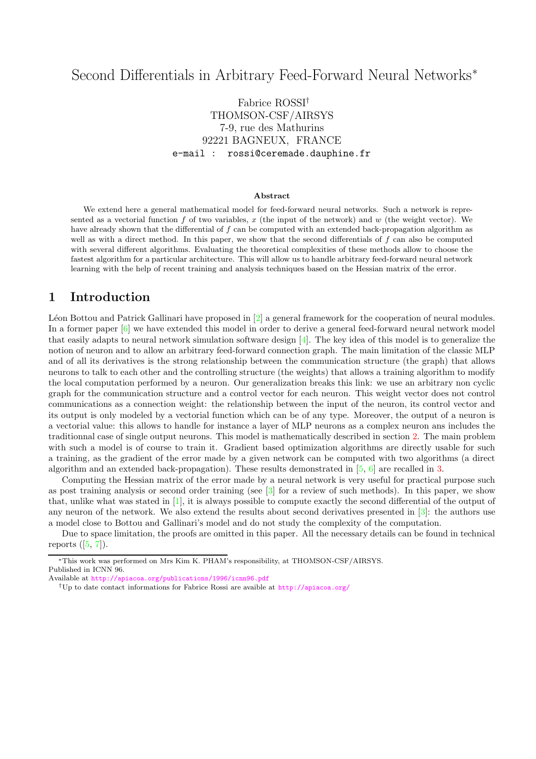# Second Differentials in Arbitrary Feed-Forward Neural Networks*

Fabrice ROSSI†
THOMSON-CSF/AIRSYS
7-9, rue des Mathurins
92221 BAGNEUX, FRANCE
e-mail : rossi@ceremade.dauphine.fr

### Abstract

We extend here a general mathematical model for feed-forward neural networks. Such a network is represented as a vectorial function $f$ of two variables, $x$ (the input of the network) and $w$ (the weight vector). We have already shown that the differential of $f$ can be computed with an extended back-propagation algorithm as well as with a direct method. In this paper, we show that the second differentials of $f$ can also be computed with several different algorithms. Evaluating the theoretical complexities of these methods allow to choose the fastest algorithm for a particular architecture. This will allow us to handle arbitrary feed-forward neural network learning with the help of recent training and analysis techniques based on the Hessian matrix of the error.

## 1 Introduction

Léon Bottou and Patrick Gallinari have proposed in [2] a general framework for the cooperation of neural modules. In a former paper [6] we have extended this model in order to derive a general feed-forward neural network model that easily adapts to neural network simulation software design [4]. The key idea of this model is to generalize the notion of neuron and to allow an arbitrary feed-forward connection graph. The main limitation of the classic MLP and of all its derivatives is the strong relationship between the communication structure (the graph) that allows neurons to talk to each other and the controlling structure (the weights) that allows a training algorithm to modify the local computation performed by a neuron. Our generalization breaks this link: we use an arbitrary non cyclic graph for the communication structure and a control vector for each neuron. This weight vector does not control communications as a connection weight: the relationship between the input of the neuron, its control vector and its output is only modeled by a vectorial function which can be of any type. Moreover, the output of a neuron is a vectorial value: this allows to handle for instance a layer of MLP neurons as a complex neuron ans includes the traditionnal case of single output neurons. This model is mathematically described in section 2. The main problem with such a model is of course to train it. Gradient based optimization algorithms are directly usable for such a training, as the gradient of the error made by a given network can be computed with two algorithms (a direct algorithm and an extended back-propagation). These results demonstrated in [5, 6] are recalled in 3.

Computing the Hessian matrix of the error made by a neural network is very useful for practical purpose such as post training analysis or second order training (see [3] for a review of such methods). In this paper, we show that, unlike what was stated in [1], it is always possible to compute exactly the second differential of the output of any neuron of the network. We also extend the results about second derivatives presented in [3]: the authors use a model close to Bottou and Gallinari's model and do not study the complexity of the computation.

Due to space limitation, the proofs are omitted in this paper. All the necessary details can be found in technical reports ([5, 7]).

---

*This work was performed on Mrs Kim K. PHAM's responsibility, at THOMSON-CSF/AIRSYS.
Published in ICNN 96.
Available at http://apiacoa.org/publications/1996/icnn96.pdf

†Up to date contact informations for Fabrice Rossi are avaible at http://apiacoa.org/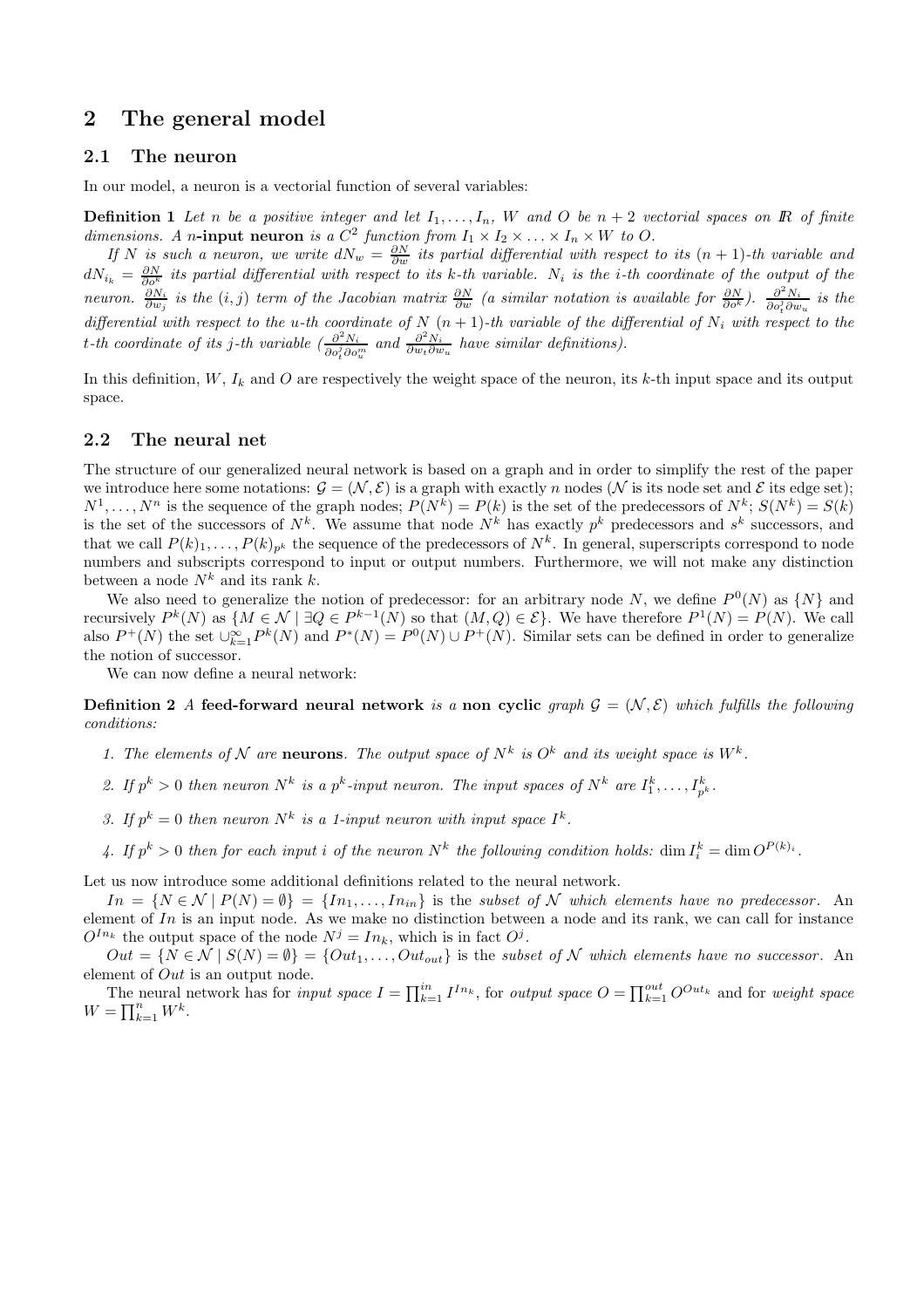## 2 The general model

### 2.1 The neuron

In our model, a neuron is a vectorial function of several variables:

**Definition 1** *Let $n$ be a positive integer and let $I_1, \ldots, I_n$, $W$ and $O$ be $n+2$ vectorial spaces on $I\!R$ of finite dimensions. A $n$-***input neuron** *is a $C^2$ function from $I_1 \times I_2 \times \ldots \times I_n \times W$ to $O$.*

*If $N$ is such a neuron, we write $dN_w = \frac{\partial N}{\partial w}$ its partial differential with respect to its $(n+1)$-th variable and $dN_{i_k} = \frac{\partial N}{\partial o^k}$ its partial differential with respect to its $k$-th variable. $N_i$ is the $i$-th coordinate of the output of the neuron. $\frac{\partial N_i}{\partial w_j}$ is the $(i,j)$ term of the Jacobian matrix $\frac{\partial N}{\partial w}$ (a similar notation is available for $\frac{\partial N}{\partial o^k}$). $\frac{\partial^2 N_i}{\partial o^j_t \partial w_u}$ is the differential with respect to the $u$-th coordinate of $N$ $(n+1)$-th variable of the differential of $N_i$ with respect to the $t$-th coordinate of its $j$-th variable ($\frac{\partial^2 N_i}{\partial o^j_t \partial o^m_u}$ and $\frac{\partial^2 N_i}{\partial w_t \partial w_u}$ have similar definitions).*

In this definition, $W$, $I_k$ and $O$ are respectively the weight space of the neuron, its $k$-th input space and its output space.

### 2.2 The neural net

The structure of our generalized neural network is based on a graph and in order to simplify the rest of the paper we introduce here some notations: $\mathcal{G} = (\mathcal{N}, \mathcal{E})$ is a graph with exactly $n$ nodes ($\mathcal{N}$ is its node set and $\mathcal{E}$ its edge set); $N^1, \ldots, N^n$ is the sequence of the graph nodes; $P(N^k) = P(k)$ is the set of the predecessors of $N^k$; $S(N^k) = S(k)$ is the set of the successors of $N^k$. We assume that node $N^k$ has exactly $p^k$ predecessors and $s^k$ successors, and that we call $P(k)_1, \ldots, P(k)_{p^k}$ the sequence of the predecessors of $N^k$. In general, superscripts correspond to node numbers and subscripts correspond to input or output numbers. Furthermore, we will not make any distinction between a node $N^k$ and its rank $k$.

We also need to generalize the notion of predecessor: for an arbitrary node $N$, we define $P^0(N)$ as $\{N\}$ and recursively $P^k(N)$ as $\{M \in \mathcal{N} \mid \exists Q \in P^{k-1}(N) \text{ so that } (M,Q) \in \mathcal{E}\}$. We have therefore $P^1(N) = P(N)$. We call also $P^+(N)$ the set $\cup_{k=1}^{\infty} P^k(N)$ and $P^*(N) = P^0(N) \cup P^+(N)$. Similar sets can be defined in order to generalize the notion of successor.

We can now define a neural network:

**Definition 2** *A* **feed-forward neural network** *is a* **non cyclic** *graph $\mathcal{G} = (\mathcal{N}, \mathcal{E})$ which fulfills the following conditions:*

1. *The elements of $\mathcal{N}$ are* **neurons***. The output space of $N^k$ is $O^k$ and its weight space is $W^k$.*
2. *If $p^k > 0$ then neuron $N^k$ is a $p^k$-input neuron. The input spaces of $N^k$ are $I^k_1, \ldots, I^k_{p^k}$.*
3. *If $p^k = 0$ then neuron $N^k$ is a 1-input neuron with input space $I^k$.*
4. *If $p^k > 0$ then for each input $i$ of the neuron $N^k$ the following condition holds: $\dim I^k_i = \dim O^{P(k)_i}$.*

Let us now introduce some additional definitions related to the neural network.

$In = \{N \in \mathcal{N} \mid P(N) = \emptyset\} = \{In_1, \ldots, In_{in}\}$ is the *subset of $\mathcal{N}$ which elements have no predecessor*. An element of $In$ is an input node. As we make no distinction between a node and its rank, we can call for instance $O^{In_k}$ the output space of the node $N^j = In_k$, which is in fact $O^j$.

$Out = \{N \in \mathcal{N} \mid S(N) = \emptyset\} = \{Out_1, \ldots, Out_{out}\}$ is the *subset of $\mathcal{N}$ which elements have no successor*. An element of $Out$ is an output node.

The neural network has for *input space* $I = \prod_{k=1}^{in} I^{In_k}$, for *output space* $O = \prod_{k=1}^{out} O^{Out_k}$ and for *weight space* $W = \prod_{k=1}^{n} W^k$.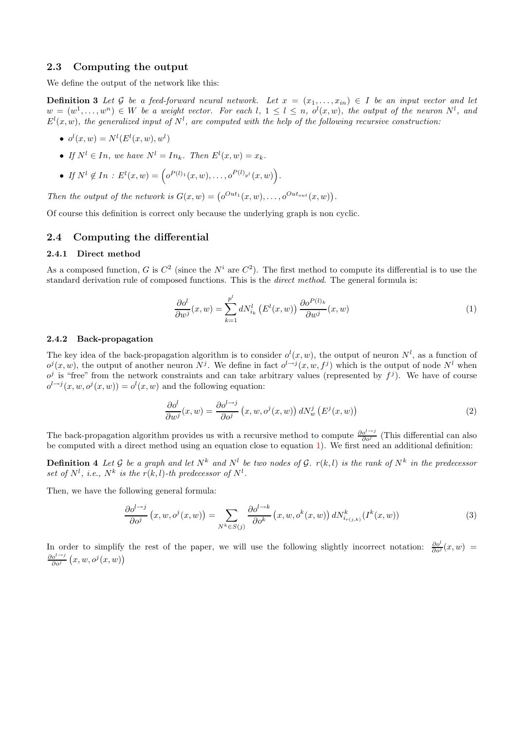### 2.3 Computing the output

We define the output of the network like this:

**Definition 3** *Let $\mathcal{G}$ be a feed-forward neural network. Let $x = (x_1, \ldots, x_{in}) \in I$ be an input vector and let $w = (w^1, \ldots, w^n) \in W$ be a weight vector. For each $l$, $1 \leq l \leq n$, $o^l(x, w)$, the output of the neuron $N^l$, and $E^l(x, w)$, the generalized input of $N^l$, are computed with the help of the following recursive construction:*

- $o^l(x, w) = N^l(E^l(x, w), w^l)$
- *If $N^l \in In$, we have $N^l = In_k$. Then $E^l(x, w) = x_k$.*
- *If $N^l \notin In$ : $E^l(x, w) = \left(o^{P(l)_1}(x, w), \ldots, o^{P(l)_{p^l}}(x, w)\right)$.*

*Then the output of the network is $G(x, w) = \left(o^{Out_1}(x, w), \ldots, o^{Out_{out}}(x, w)\right)$.*

Of course this definition is correct only because the underlying graph is non cyclic.

### 2.4 Computing the differential

#### 2.4.1 Direct method

As a composed function, $G$ is $C^2$ (since the $N^i$ are $C^2$). The first method to compute its differential is to use the standard derivation rule of composed functions. This is the *direct method*. The general formula is:

$$\frac{\partial o^l}{\partial w^j}(x, w) = \sum_{k=1}^{p^l} dN^l_{i_k}\left(E^l(x, w)\right) \frac{\partial o^{P(l)_k}}{\partial w^j}(x, w) \tag{1}$$

#### 2.4.2 Back-propagation

The key idea of the back-propagation algorithm is to consider $o^l(x, w)$, the output of neuron $N^l$, as a function of $o^j(x, w)$, the output of another neuron $N^j$. We define in fact $o^{l \to j}(x, w, f^j)$ which is the output of node $N^l$ when $o^j$ is "free" from the network constraints and can take arbitrary values (represented by $f^j$). We have of course $o^{l \to j}(x, w, o^j(x, w)) = o^l(x, w)$ and the following equation:

$$\frac{\partial o^l}{\partial w^j}(x, w) = \frac{\partial o^{l \to j}}{\partial o^j}\left(x, w, o^j(x, w)\right) dN^j_w\left(E^j(x, w)\right) \tag{2}$$

The back-propagation algorithm provides us with a recursive method to compute $\frac{\partial o^{l \to j}}{\partial o^j}$ (This differential can also be computed with a direct method using an equation close to equation 1). We first need an additional definition:

**Definition 4** *Let $\mathcal{G}$ be a graph and let $N^k$ and $N^l$ be two nodes of $\mathcal{G}$. $r(k, l)$ is the rank of $N^k$ in the predecessor set of $N^l$, i.e., $N^k$ is the $r(k, l)$-th predecessor of $N^l$.*

Then, we have the following general formula:

$$\frac{\partial o^{l \to j}}{\partial o^j}\left(x, w, o^j(x, w)\right) = \sum_{N^k \in S(j)} \frac{\partial o^{l \to k}}{\partial o^k}\left(x, w, o^k(x, w)\right) dN^k_{i_{r(j,k)}}(I^k(x, w)) \tag{3}$$

In order to simplify the rest of the paper, we will use the following slightly incorrect notation: $\frac{\partial o^l}{\partial o^j}(x, w) = \frac{\partial o^{l \to j}}{\partial o^j}\left(x, w, o^j(x, w)\right)$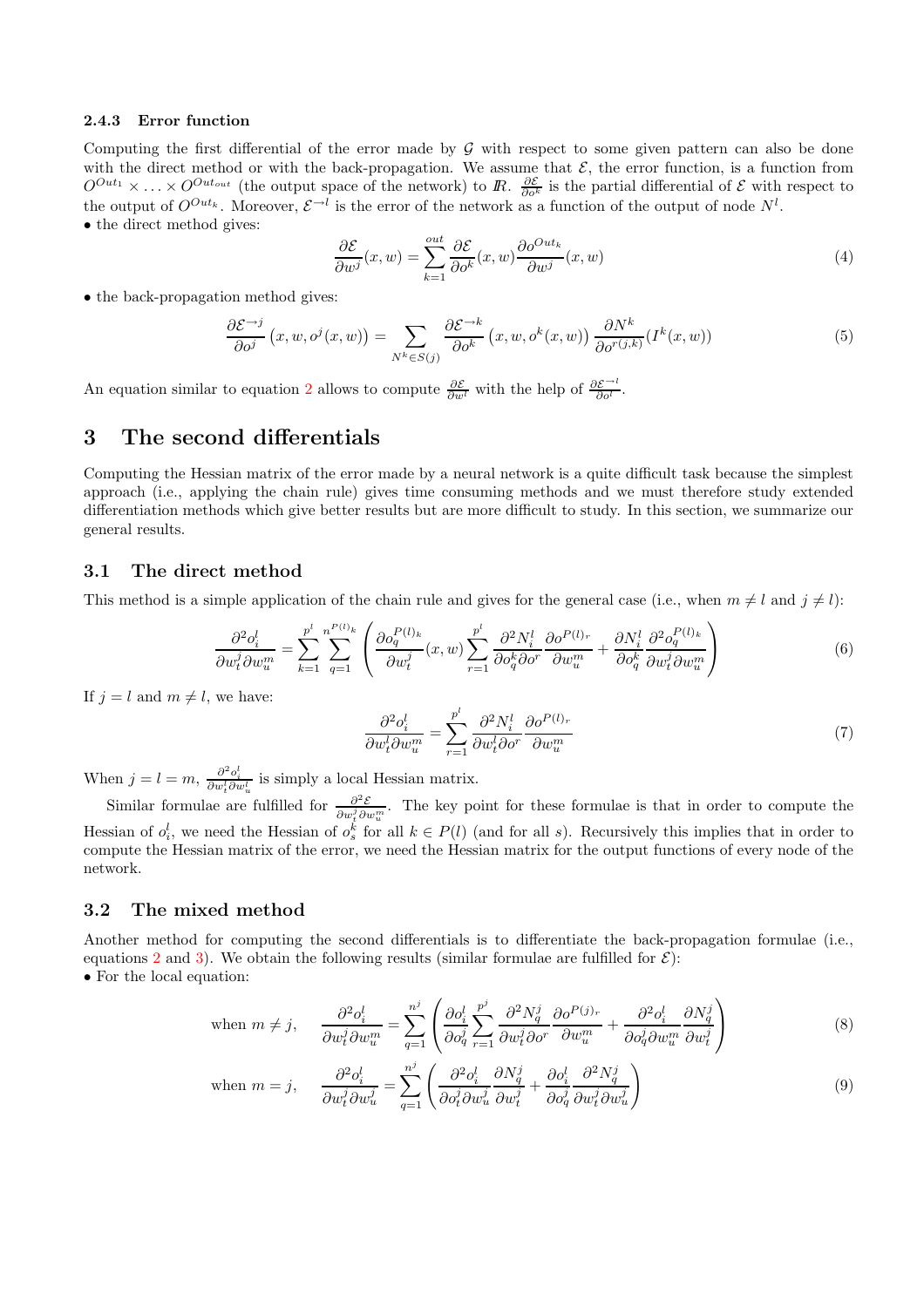#### 2.4.3 Error function

Computing the first differential of the error made by $\mathcal{G}$ with respect to some given pattern can also be done with the direct method or with the back-propagation. We assume that $\mathcal{E}$, the error function, is a function from $O^{Out_1} \times \ldots \times O^{Out_{out}}$ (the output space of the network) to $\mathbb{R}$. $\frac{\partial \mathcal{E}}{\partial o^k}$ is the partial differential of $\mathcal{E}$ with respect to the output of $O^{Out_k}$. Moreover, $\mathcal{E}^{\rightarrow l}$ is the error of the network as a function of the output of node $N^l$.

- the direct method gives:

$$\frac{\partial \mathcal{E}}{\partial w^j}(x,w) = \sum_{k=1}^{out} \frac{\partial \mathcal{E}}{\partial o^k}(x,w) \frac{\partial o^{Out_k}}{\partial w^j}(x,w) \tag{4}$$

- the back-propagation method gives:

$$\frac{\partial \mathcal{E}^{\rightarrow j}}{\partial o^j}\left(x,w,o^j(x,w)\right) = \sum_{N^k \in S(j)} \frac{\partial \mathcal{E}^{\rightarrow k}}{\partial o^k}\left(x,w,o^k(x,w)\right) \frac{\partial N^k}{\partial o^{r(j,k)}}(I^k(x,w)) \tag{5}$$

An equation similar to equation 2 allows to compute $\frac{\partial \mathcal{E}}{\partial w^l}$ with the help of $\frac{\partial \mathcal{E}^{\rightarrow l}}{\partial o^l}$.

## 3 The second differentials

Computing the Hessian matrix of the error made by a neural network is a quite difficult task because the simplest approach (i.e., applying the chain rule) gives time consuming methods and we must therefore study extended differentiation methods which give better results but are more difficult to study. In this section, we summarize our general results.

### 3.1 The direct method

This method is a simple application of the chain rule and gives for the general case (i.e., when $m \neq l$ and $j \neq l$):

$$\frac{\partial^2 o_i^l}{\partial w_t^j \partial w_u^m} = \sum_{k=1}^{p^l} \sum_{q=1}^{n^{P(l)_k}} \left( \frac{\partial o_q^{P(l)_k}}{\partial w_t^j}(x,w) \sum_{r=1}^{p^l} \frac{\partial^2 N_i^l}{\partial o_q^k \partial o^r} \frac{\partial o^{P(l)_r}}{\partial w_u^m} + \frac{\partial N_i^l}{\partial o_q^k} \frac{\partial^2 o_q^{P(l)_k}}{\partial w_t^j \partial w_u^m} \right) \tag{6}$$

If $j = l$ and $m \neq l$, we have:

$$\frac{\partial^2 o_i^l}{\partial w_t^l \partial w_u^m} = \sum_{r=1}^{p^l} \frac{\partial^2 N_i^l}{\partial w_t^l \partial o^r} \frac{\partial o^{P(l)_r}}{\partial w_u^m} \tag{7}$$

When $j = l = m$, $\frac{\partial^2 o_i^l}{\partial w_t^l \partial w_u^l}$ is simply a local Hessian matrix.

Similar formulae are fulfilled for $\frac{\partial^2 \mathcal{E}}{\partial w_t^j \partial w_u^m}$. The key point for these formulae is that in order to compute the Hessian of $o_i^l$, we need the Hessian of $o_s^k$ for all $k \in P(l)$ (and for all $s$). Recursively this implies that in order to compute the Hessian matrix of the error, we need the Hessian matrix for the output functions of every node of the network.

### 3.2 The mixed method

Another method for computing the second differentials is to differentiate the back-propagation formulae (i.e., equations 2 and 3). We obtain the following results (similar formulae are fulfilled for $\mathcal{E}$):

- For the local equation:

$$\text{when } m \neq j, \quad \frac{\partial^2 o_i^l}{\partial w_t^j \partial w_u^m} = \sum_{q=1}^{n^j} \left( \frac{\partial o_i^l}{\partial o_q^j} \sum_{r=1}^{p^j} \frac{\partial^2 N_q^j}{\partial w_t^j \partial o^r} \frac{\partial o^{P(j)_r}}{\partial w_u^m} + \frac{\partial^2 o_i^l}{\partial o_q^j \partial w_u^m} \frac{\partial N_q^j}{\partial w_t^j} \right) \tag{8}$$

$$\text{when } m = j, \quad \frac{\partial^2 o_i^l}{\partial w_t^j \partial w_u^j} = \sum_{q=1}^{n^j} \left( \frac{\partial^2 o_i^l}{\partial o_t^j \partial w_u^j} \frac{\partial N_q^j}{\partial w_t^j} + \frac{\partial o_i^l}{\partial o_q^j} \frac{\partial^2 N_q^j}{\partial w_t^j \partial w_u^j} \right) \tag{9}$$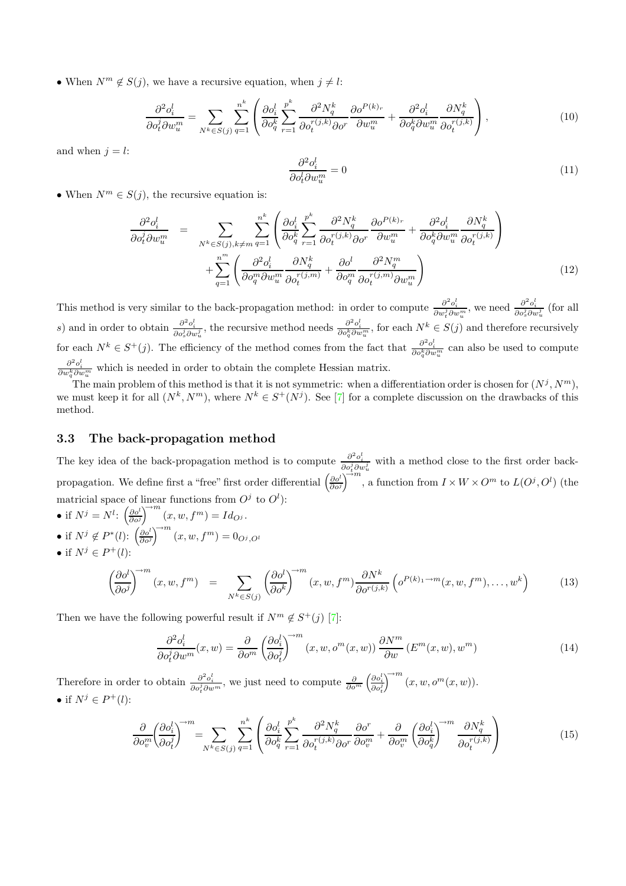• When $N^m \notin S(j)$, we have a recursive equation, when $j \neq l$:

$$\frac{\partial^2 o_i^l}{\partial o_t^j \partial w_u^m} = \sum_{N^k \in S(j)} \sum_{q=1}^{n^k} \left( \frac{\partial o_i^l}{\partial o_q^k} \sum_{r=1}^{p^k} \frac{\partial^2 N_q^k}{\partial o_t^{r(j,k)} \partial o^r} \frac{\partial o^{P(k)_r}}{\partial w_u^m} + \frac{\partial^2 o_i^l}{\partial o_q^k \partial w_u^m} \frac{\partial N_q^k}{\partial o_t^{r(j,k)}} \right), \tag{10}$$

and when $j = l$:

$$\frac{\partial^2 o_i^l}{\partial o_t^l \partial w_u^m} = 0 \tag{11}$$

• When $N^m \in S(j)$, the recursive equation is:

$$\begin{aligned} \frac{\partial^2 o_i^l}{\partial o_t^j \partial w_u^m} &= \sum_{N^k \in S(j), k \neq m} \sum_{q=1}^{n^k} \left( \frac{\partial o_i^l}{\partial o_q^k} \sum_{r=1}^{p^k} \frac{\partial^2 N_q^k}{\partial o_t^{r(j,k)} \partial o^r} \frac{\partial o^{P(k)_r}}{\partial w_u^m} + \frac{\partial^2 o_i^l}{\partial o_q^k \partial w_u^m} \frac{\partial N_q^k}{\partial o_t^{r(j,k)}} \right) \\ &\quad + \sum_{q=1}^{n^m} \left( \frac{\partial^2 o_i^l}{\partial o_q^m \partial w_u^m} \frac{\partial N_q^k}{\partial o_t^{r(j,m)}} + \frac{\partial o^l}{\partial o_q^m} \frac{\partial^2 N_q^m}{\partial o_t^{r(j,m)} \partial w_u^m} \right) \end{aligned} \tag{12}$$

This method is very similar to the back-propagation method: in order to compute $\frac{\partial^2 o_i^l}{\partial w_t^j \partial w_u^m}$, we need $\frac{\partial^2 o_i^l}{\partial o_s^j \partial w_u^j}$ (for all $s$) and in order to obtain $\frac{\partial^2 o_i^l}{\partial o_s^j \partial w_u^j}$, the recursive method needs $\frac{\partial^2 o_i^l}{\partial o_q^k \partial w_u^m}$, for each $N^k \in S(j)$ and therefore recursively for each $N^k \in S^+(j)$. The efficiency of the method comes from the fact that $\frac{\partial^2 o_i^l}{\partial o_q^k \partial w_u^m}$ can also be used to compute $\frac{\partial^2 o_i^l}{\partial w_q^k \partial w_u^m}$ which is needed in order to obtain the complete Hessian matrix.

The main problem of this method is that it is not symmetric: when a differentiation order is chosen for $(N^j, N^m)$, we must keep it for all $(N^k, N^m)$, where $N^k \in S^+(N^j)$. See [7] for a complete discussion on the drawbacks of this method.

### 3.3 The back-propagation method

The key idea of the back-propagation method is to compute $\frac{\partial^2 o_i^l}{\partial o_t^j \partial w_u^j}$ with a method close to the first order back-propagation. We define first a "free" first order differential $\left(\frac{\partial o^l}{\partial o^j}\right)^{\to m}$, a function from $I \times W \times O^m$ to $L(O^j, O^l)$ (the matricial space of linear functions from $O^j$ to $O^l$):

• if $N^j = N^l$: $\left(\frac{\partial o^l}{\partial o^j}\right)^{\to m}(x, w, f^m) = Id_{O^j}$.

• if $N^j \notin P^*(l)$: $\left(\frac{\partial o^l}{\partial o^j}\right)^{\to m}(x, w, f^m) = 0_{O^j, O^l}$

• if $N^j \in P^+(l)$:

$$\left(\frac{\partial o^l}{\partial o^j}\right)^{\to m}(x, w, f^m) \;\; = \;\; \sum_{N^k \in S(j)} \left(\frac{\partial o^l}{\partial o^k}\right)^{\to m}(x, w, f^m) \frac{\partial N^k}{\partial o^{r(j,k)}} \left(o^{P(k)_1 \to m}(x, w, f^m), \ldots, w^k\right) \tag{13}$$

Then we have the following powerful result if $N^m \notin S^+(j)$ [7]:

$$\frac{\partial^2 o_i^l}{\partial o_t^j \partial w^m}(x, w) = \frac{\partial}{\partial o^m} \left(\frac{\partial o_i^l}{\partial o_t^j}\right)^{\to m}(x, w, o^m(x, w)) \frac{\partial N^m}{\partial w}\left(E^m(x, w), w^m\right) \tag{14}$$

Therefore in order to obtain $\frac{\partial^2 o_i^l}{\partial o_t^j \partial w^m}$, we just need to compute $\frac{\partial}{\partial o^m} \left(\frac{\partial o_i^l}{\partial o_t^j}\right)^{\to m}(x, w, o^m(x, w))$.

• if $N^j \in P^+(l)$:

$$\frac{\partial}{\partial o_v^m} \left(\frac{\partial o_i^l}{\partial o_t^j}\right)^{\to m} = \sum_{N^k \in S(j)} \sum_{q=1}^{n^k} \left( \frac{\partial o_i^l}{\partial o_q^k} \sum_{r=1}^{p^k} \frac{\partial^2 N_q^k}{\partial o_t^{r(j,k)} \partial o^r} \frac{\partial o^r}{\partial o_v^m} + \frac{\partial}{\partial o_v^m} \left(\frac{\partial o_i^l}{\partial o_q^k}\right)^{\to m} \frac{\partial N_q^k}{\partial o_t^{r(j,k)}} \right) \tag{15}$$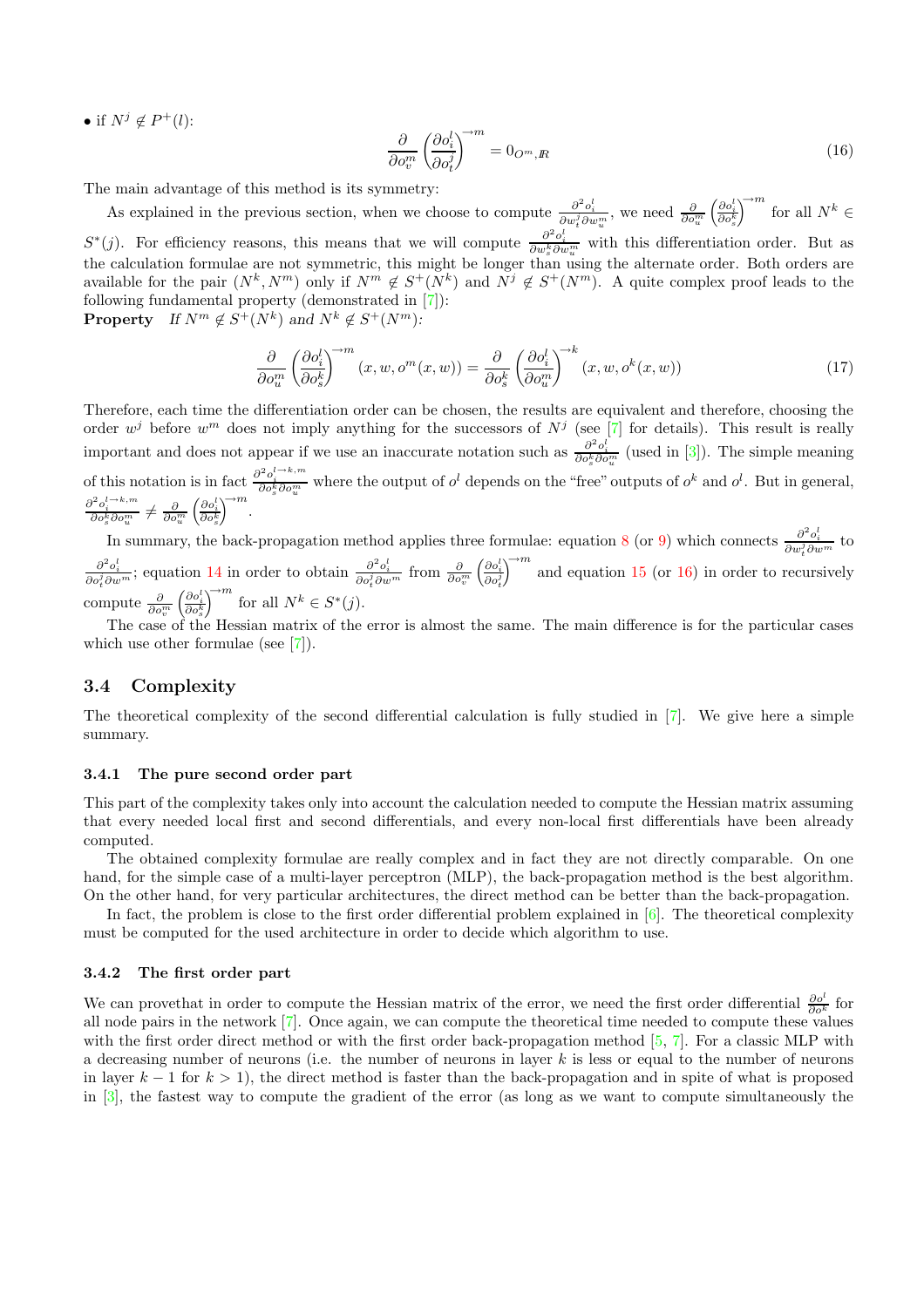• if $N^j \notin P^+(l)$:

$$\frac{\partial}{\partial o_v^m}\left(\frac{\partial o_i^l}{\partial o_t^j}\right)^{\to m} = 0_{O^m,\mathbb{R}} \tag{16}$$

The main advantage of this method is its symmetry:

As explained in the previous section, when we choose to compute $\frac{\partial^2 o_i^l}{\partial w_t^j \partial w_u^m}$, we need $\frac{\partial}{\partial o_u^m}\left(\frac{\partial o_i^l}{\partial o_s^k}\right)^{\to m}$ for all $N^k \in S^*(j)$. For efficiency reasons, this means that we will compute $\frac{\partial^2 o_i^l}{\partial w_s^k \partial w_u^m}$ with this differentiation order. But as the calculation formulae are not symmetric, this might be longer than using the alternate order. Both orders are available for the pair $(N^k, N^m)$ only if $N^m \notin S^+(N^k)$ and $N^j \notin S^+(N^m)$. A quite complex proof leads to the following fundamental property (demonstrated in [7]):

**Property** *If $N^m \notin S^+(N^k)$ and $N^k \notin S^+(N^m)$:*

$$\frac{\partial}{\partial o_u^m}\left(\frac{\partial o_i^l}{\partial o_s^k}\right)^{\to m}(x, w, o^m(x, w)) = \frac{\partial}{\partial o_s^k}\left(\frac{\partial o_i^l}{\partial o_u^m}\right)^{\to k}(x, w, o^k(x, w)) \tag{17}$$

Therefore, each time the differentiation order can be chosen, the results are equivalent and therefore, choosing the order $w^j$ before $w^m$ does not imply anything for the successors of $N^j$ (see [7] for details). This result is really important and does not appear if we use an inaccurate notation such as $\frac{\partial^2 o_i^l}{\partial o_s^k \partial o_u^m}$ (used in [3]). The simple meaning of this notation is in fact $\frac{\partial^2 o_i^{l\to k,m}}{\partial o_s^k \partial o_u^m}$ where the output of $o^l$ depends on the "free" outputs of $o^k$ and $o^l$. But in general, $\frac{\partial^2 o_i^{l\to k,m}}{\partial o_s^k \partial o_u^m} \neq \frac{\partial}{\partial o_u^m}\left(\frac{\partial o_i^l}{\partial o_s^k}\right)^{\to m}$.

In summary, the back-propagation method applies three formulae: equation 8 (or 9) which connects $\frac{\partial^2 o_i^l}{\partial w_t^j \partial w^m}$ to $\frac{\partial^2 o_i^l}{\partial o_t^j \partial w^m}$; equation 14 in order to obtain $\frac{\partial^2 o_i^l}{\partial o_t^j \partial w^m}$ from $\frac{\partial}{\partial o_v^m}\left(\frac{\partial o_i^l}{\partial o_t^j}\right)^{\to m}$ and equation 15 (or 16) in order to recursively compute $\frac{\partial}{\partial o_v^m}\left(\frac{\partial o_i^l}{\partial o_s^k}\right)^{\to m}$ for all $N^k \in S^*(j)$.

The case of the Hessian matrix of the error is almost the same. The main difference is for the particular cases which use other formulae (see [7]).

## 3.4 Complexity

The theoretical complexity of the second differential calculation is fully studied in [7]. We give here a simple summary.

### 3.4.1 The pure second order part

This part of the complexity takes only into account the calculation needed to compute the Hessian matrix assuming that every needed local first and second differentials, and every non-local first differentials have been already computed.

The obtained complexity formulae are really complex and in fact they are not directly comparable. On one hand, for the simple case of a multi-layer perceptron (MLP), the back-propagation method is the best algorithm. On the other hand, for very particular architectures, the direct method can be better than the back-propagation.

In fact, the problem is close to the first order differential problem explained in [6]. The theoretical complexity must be computed for the used architecture in order to decide which algorithm to use.

### 3.4.2 The first order part

We can provethat in order to compute the Hessian matrix of the error, we need the first order differential $\frac{\partial o^l}{\partial o^k}$ for all node pairs in the network [7]. Once again, we can compute the theoretical time needed to compute these values with the first order direct method or with the first order back-propagation method [5, 7]. For a classic MLP with a decreasing number of neurons (i.e. the number of neurons in layer $k$ is less or equal to the number of neurons in layer $k-1$ for $k > 1$), the direct method is faster than the back-propagation and in spite of what is proposed in [3], the fastest way to compute the gradient of the error (as long as we want to compute simultaneously the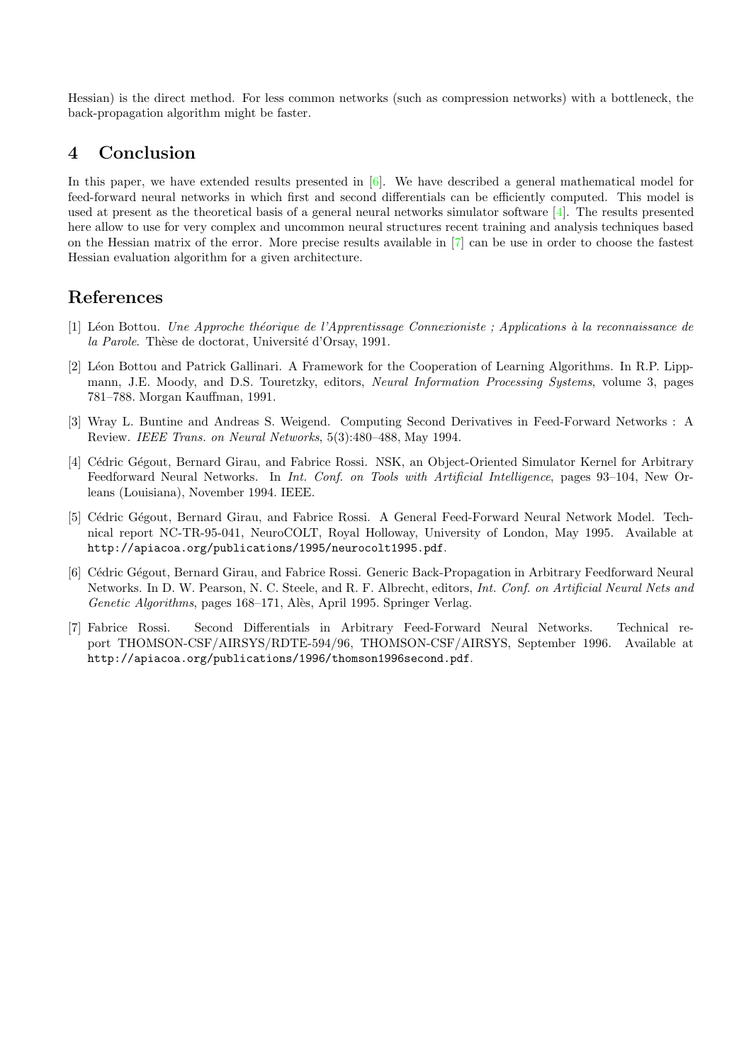Hessian) is the direct method. For less common networks (such as compression networks) with a bottleneck, the back-propagation algorithm might be faster.

## 4 Conclusion

In this paper, we have extended results presented in [6]. We have described a general mathematical model for feed-forward neural networks in which first and second differentials can be efficiently computed. This model is used at present as the theoretical basis of a general neural networks simulator software [4]. The results presented here allow to use for very complex and uncommon neural structures recent training and analysis techniques based on the Hessian matrix of the error. More precise results available in [7] can be use in order to choose the fastest Hessian evaluation algorithm for a given architecture.

## References

[1] Léon Bottou. *Une Approche théorique de l'Apprentissage Connexioniste ; Applications à la reconnaissance de la Parole*. Thèse de doctorat, Université d'Orsay, 1991.

[2] Léon Bottou and Patrick Gallinari. A Framework for the Cooperation of Learning Algorithms. In R.P. Lippmann, J.E. Moody, and D.S. Touretzky, editors, *Neural Information Processing Systems*, volume 3, pages 781–788. Morgan Kauffman, 1991.

[3] Wray L. Buntine and Andreas S. Weigend. Computing Second Derivatives in Feed-Forward Networks : A Review. *IEEE Trans. on Neural Networks*, 5(3):480–488, May 1994.

[4] Cédric Gégout, Bernard Girau, and Fabrice Rossi. NSK, an Object-Oriented Simulator Kernel for Arbitrary Feedforward Neural Networks. In *Int. Conf. on Tools with Artificial Intelligence*, pages 93–104, New Orleans (Louisiana), November 1994. IEEE.

[5] Cédric Gégout, Bernard Girau, and Fabrice Rossi. A General Feed-Forward Neural Network Model. Technical report NC-TR-95-041, NeuroCOLT, Royal Holloway, University of London, May 1995. Available at `http://apiacoa.org/publications/1995/neurocolt1995.pdf`.

[6] Cédric Gégout, Bernard Girau, and Fabrice Rossi. Generic Back-Propagation in Arbitrary Feedforward Neural Networks. In D. W. Pearson, N. C. Steele, and R. F. Albrecht, editors, *Int. Conf. on Artificial Neural Nets and Genetic Algorithms*, pages 168–171, Alès, April 1995. Springer Verlag.

[7] Fabrice Rossi. Second Differentials in Arbitrary Feed-Forward Neural Networks. Technical report THOMSON-CSF/AIRSYS/RDTE-594/96, THOMSON-CSF/AIRSYS, September 1996. Available at `http://apiacoa.org/publications/1996/thomson1996second.pdf`.